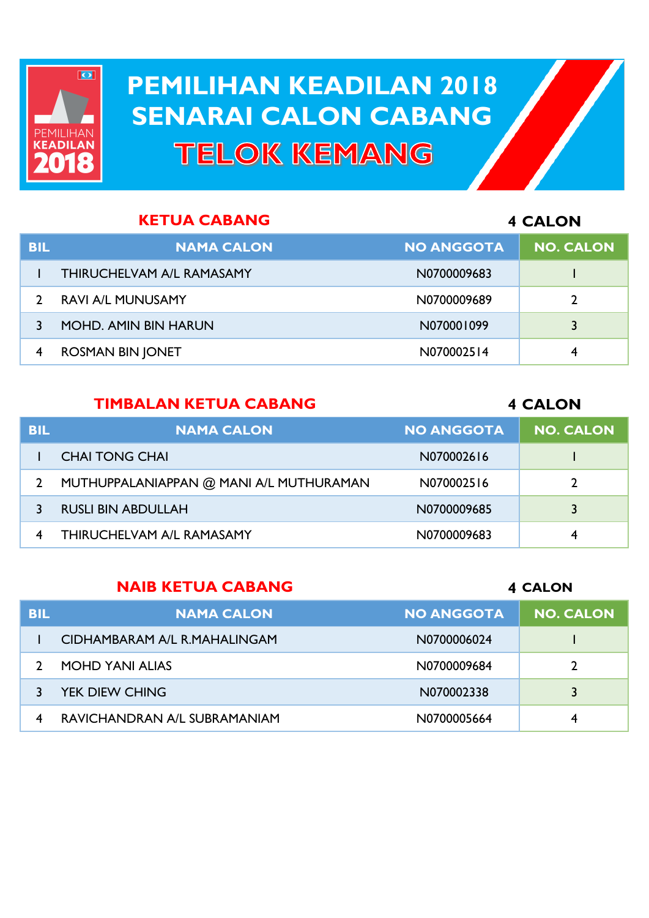# PEMILIHAN KEADILAN 2018
# SENARAI CALON CABANG
# TELOK KEMANG

## KETUA CABANG

**4 CALON**

| BIL | NAMA CALON | NO ANGGOTA | NO. CALON |
|---|---|---|---|
| 1 | THIRUCHELVAM A/L RAMASAMY | N0700009683 | 1 |
| 2 | RAVI A/L MUNUSAMY | N0700009689 | 2 |
| 3 | MOHD. AMIN BIN HARUN | N070001099 | 3 |
| 4 | ROSMAN BIN JONET | N070002514 | 4 |

## TIMBALAN KETUA CABANG

**4 CALON**

| BIL | NAMA CALON | NO ANGGOTA | NO. CALON |
|---|---|---|---|
| 1 | CHAI TONG CHAI | N070002616 | 1 |
| 2 | MUTHUPPALANIAPPAN @ MANI A/L MUTHURAMAN | N070002516 | 2 |
| 3 | RUSLI BIN ABDULLAH | N0700009685 | 3 |
| 4 | THIRUCHELVAM A/L RAMASAMY | N0700009683 | 4 |

## NAIB KETUA CABANG

**4 CALON**

| BIL | NAMA CALON | NO ANGGOTA | NO. CALON |
|---|---|---|---|
| 1 | CIDHAMBARAM A/L R.MAHALINGAM | N0700006024 | 1 |
| 2 | MOHD YANI ALIAS | N0700009684 | 2 |
| 3 | YEK DIEW CHING | N070002338 | 3 |
| 4 | RAVICHANDRAN A/L SUBRAMANIAM | N0700005664 | 4 |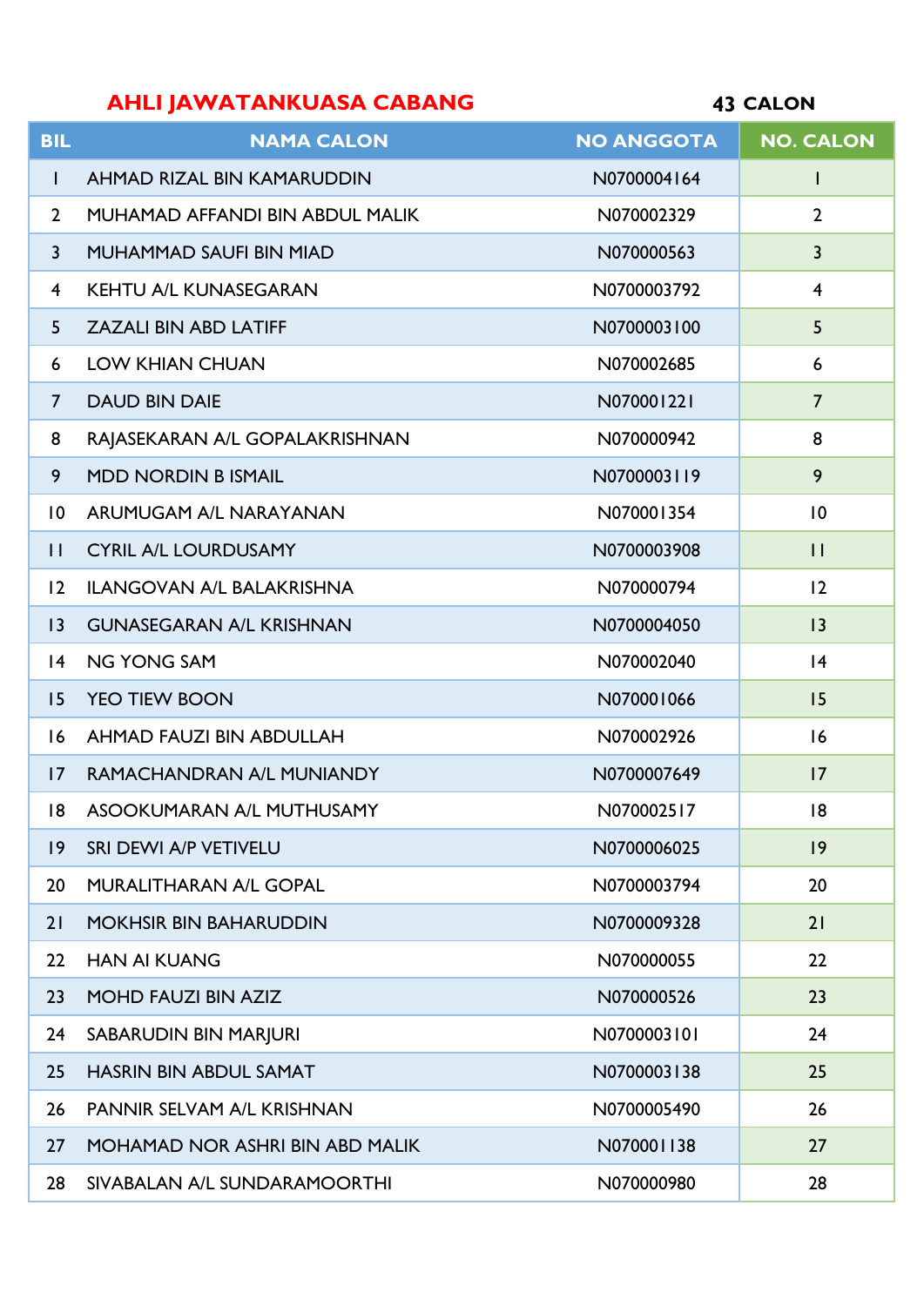**AHLI JAWATANKUASA CABANG** **43 CALON**

| BIL | NAMA CALON | NO ANGGOTA | NO. CALON |
|---|---|---|---|
| 1 | AHMAD RIZAL BIN KAMARUDDIN | N0700004164 | 1 |
| 2 | MUHAMAD AFFANDI BIN ABDUL MALIK | N070002329 | 2 |
| 3 | MUHAMMAD SAUFI BIN MIAD | N070000563 | 3 |
| 4 | KEHTU A/L KUNASEGARAN | N0700003792 | 4 |
| 5 | ZAZALI BIN ABD LATIFF | N0700003100 | 5 |
| 6 | LOW KHIAN CHUAN | N070002685 | 6 |
| 7 | DAUD BIN DAIE | N070001221 | 7 |
| 8 | RAJASEKARAN A/L GOPALAKRISHNAN | N070000942 | 8 |
| 9 | MDD NORDIN B ISMAIL | N0700003119 | 9 |
| 10 | ARUMUGAM A/L NARAYANAN | N070001354 | 10 |
| 11 | CYRIL A/L LOURDUSAMY | N0700003908 | 11 |
| 12 | ILANGOVAN A/L BALAKRISHNA | N070000794 | 12 |
| 13 | GUNASEGARAN A/L KRISHNAN | N0700004050 | 13 |
| 14 | NG YONG SAM | N070002040 | 14 |
| 15 | YEO TIEW BOON | N070001066 | 15 |
| 16 | AHMAD FAUZI BIN ABDULLAH | N070002926 | 16 |
| 17 | RAMACHANDRAN A/L MUNIANDY | N0700007649 | 17 |
| 18 | ASOOKUMARAN A/L MUTHUSAMY | N070002517 | 18 |
| 19 | SRI DEWI A/P VETIVELU | N0700006025 | 19 |
| 20 | MURALITHARAN A/L GOPAL | N0700003794 | 20 |
| 21 | MOKHSIR BIN BAHARUDDIN | N0700009328 | 21 |
| 22 | HAN AI KUANG | N070000055 | 22 |
| 23 | MOHD FAUZI BIN AZIZ | N070000526 | 23 |
| 24 | SABARUDIN BIN MARJURI | N0700003101 | 24 |
| 25 | HASRIN BIN ABDUL SAMAT | N0700003138 | 25 |
| 26 | PANNIR SELVAM A/L KRISHNAN | N0700005490 | 26 |
| 27 | MOHAMAD NOR ASHRI BIN ABD MALIK | N070001138 | 27 |
| 28 | SIVABALAN A/L SUNDARAMOORTHI | N070000980 | 28 |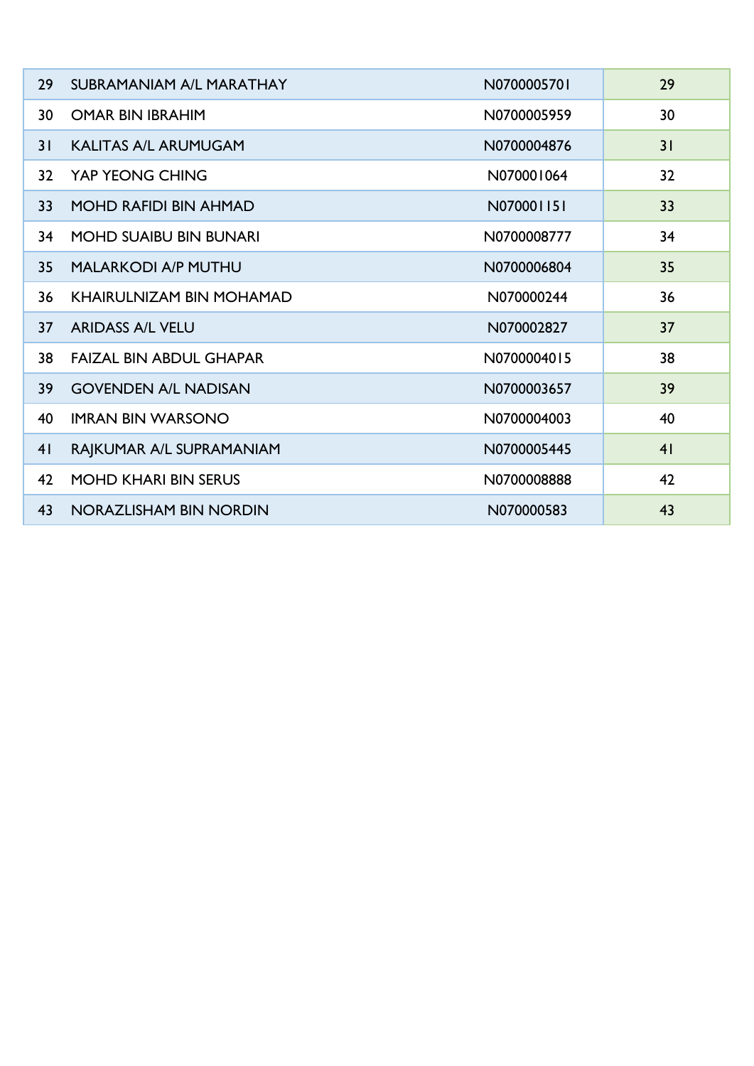| | | | |
|---|---|---|---|
| 29 | SUBRAMANIAM A/L MARATHAY | N0700005701 | 29 |
| 30 | OMAR BIN IBRAHIM | N0700005959 | 30 |
| 31 | KALITAS A/L ARUMUGAM | N0700004876 | 31 |
| 32 | YAP YEONG CHING | N070001064 | 32 |
| 33 | MOHD RAFIDI BIN AHMAD | N070001151 | 33 |
| 34 | MOHD SUAIBU BIN BUNARI | N0700008777 | 34 |
| 35 | MALARKODI A/P MUTHU | N0700006804 | 35 |
| 36 | KHAIRULNIZAM BIN MOHAMAD | N070000244 | 36 |
| 37 | ARIDASS A/L VELU | N070002827 | 37 |
| 38 | FAIZAL BIN ABDUL GHAPAR | N0700004015 | 38 |
| 39 | GOVENDEN A/L NADISAN | N0700003657 | 39 |
| 40 | IMRAN BIN WARSONO | N0700004003 | 40 |
| 41 | RAJKUMAR A/L SUPRAMANIAM | N0700005445 | 41 |
| 42 | MOHD KHARI BIN SERUS | N0700008888 | 42 |
| 43 | NORAZLISHAM BIN NORDIN | N070000583 | 43 |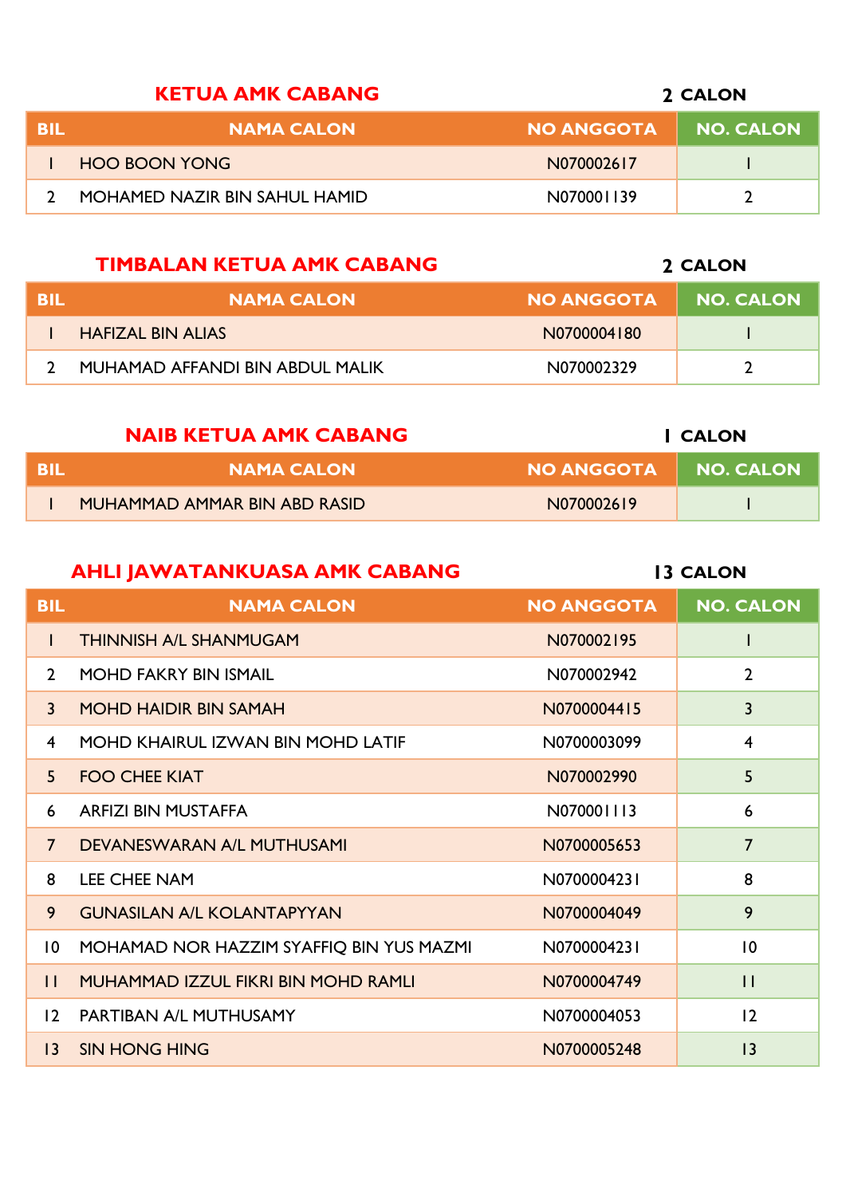## KETUA AMK CABANG

**2 CALON**

| BIL | NAMA CALON | NO ANGGOTA | NO. CALON |
|---|---|---|---|
| 1 | HOO BOON YONG | N070002617 | 1 |
| 2 | MOHAMED NAZIR BIN SAHUL HAMID | N070001139 | 2 |

## TIMBALAN KETUA AMK CABANG

**2 CALON**

| BIL | NAMA CALON | NO ANGGOTA | NO. CALON |
|---|---|---|---|
| 1 | HAFIZAL BIN ALIAS | N0700004180 | 1 |
| 2 | MUHAMAD AFFANDI BIN ABDUL MALIK | N070002329 | 2 |

## NAIB KETUA AMK CABANG

**1 CALON**

| BIL | NAMA CALON | NO ANGGOTA | NO. CALON |
|---|---|---|---|
| 1 | MUHAMMAD AMMAR BIN ABD RASID | N070002619 | 1 |

## AHLI JAWATANKUASA AMK CABANG

**13 CALON**

| BIL | NAMA CALON | NO ANGGOTA | NO. CALON |
|---|---|---|---|
| 1 | THINNISH A/L SHANMUGAM | N070002195 | 1 |
| 2 | MOHD FAKRY BIN ISMAIL | N070002942 | 2 |
| 3 | MOHD HAIDIR BIN SAMAH | N0700004415 | 3 |
| 4 | MOHD KHAIRUL IZWAN BIN MOHD LATIF | N0700003099 | 4 |
| 5 | FOO CHEE KIAT | N070002990 | 5 |
| 6 | ARFIZI BIN MUSTAFFA | N070001113 | 6 |
| 7 | DEVANESWARAN A/L MUTHUSAMI | N0700005653 | 7 |
| 8 | LEE CHEE NAM | N0700004231 | 8 |
| 9 | GUNASILAN A/L KOLANTAPYYAN | N0700004049 | 9 |
| 10 | MOHAMAD NOR HAZZIM SYAFFIQ BIN YUS MAZMI | N0700004231 | 10 |
| 11 | MUHAMMAD IZZUL FIKRI BIN MOHD RAMLI | N0700004749 | 11 |
| 12 | PARTIBAN A/L MUTHUSAMY | N0700004053 | 12 |
| 13 | SIN HONG HING | N0700005248 | 13 |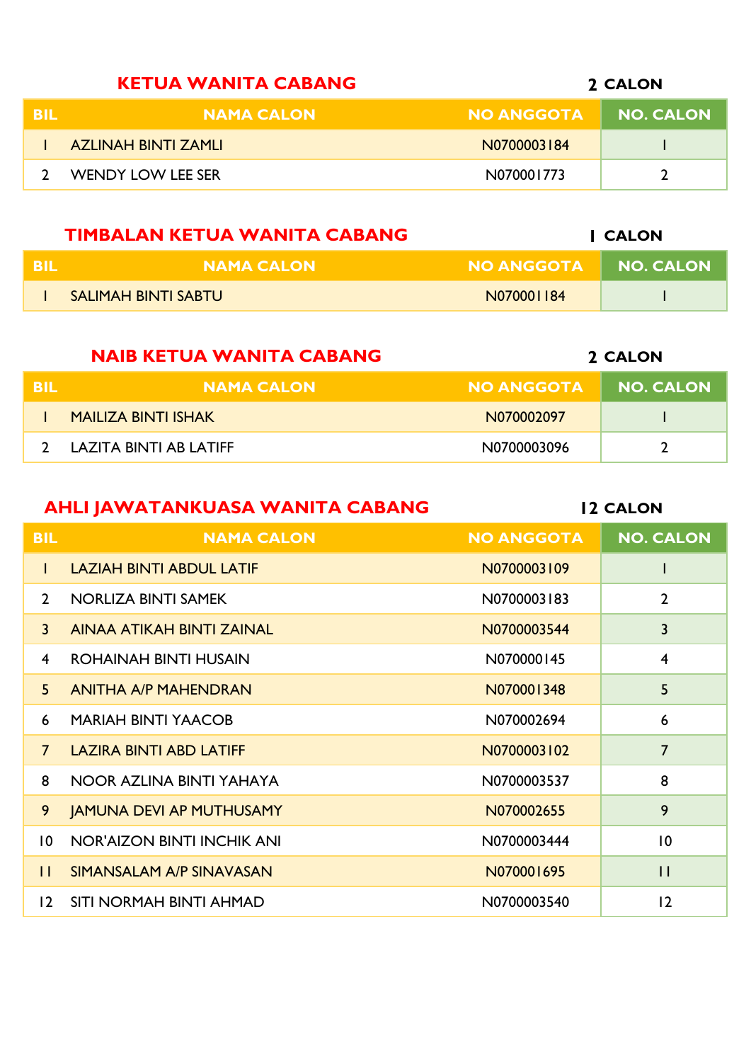## KETUA WANITA CABANG

**2 CALON**

| BIL | NAMA CALON | NO ANGGOTA | NO. CALON |
|---|---|---|---|
| 1 | AZLINAH BINTI ZAMLI | N0700003184 | 1 |
| 2 | WENDY LOW LEE SER | N070001773 | 2 |

## TIMBALAN KETUA WANITA CABANG

**1 CALON**

| BIL | NAMA CALON | NO ANGGOTA | NO. CALON |
|---|---|---|---|
| 1 | SALIMAH BINTI SABTU | N070001184 | 1 |

## NAIB KETUA WANITA CABANG

**2 CALON**

| BIL | NAMA CALON | NO ANGGOTA | NO. CALON |
|---|---|---|---|
| 1 | MAILIZA BINTI ISHAK | N070002097 | 1 |
| 2 | LAZITA BINTI AB LATIFF | N0700003096 | 2 |

## AHLI JAWATANKUASA WANITA CABANG

**12 CALON**

| BIL | NAMA CALON | NO ANGGOTA | NO. CALON |
|---|---|---|---|
| 1 | LAZIAH BINTI ABDUL LATIF | N0700003109 | 1 |
| 2 | NORLIZA BINTI SAMEK | N0700003183 | 2 |
| 3 | AINAA ATIKAH BINTI ZAINAL | N0700003544 | 3 |
| 4 | ROHAINAH BINTI HUSAIN | N070000145 | 4 |
| 5 | ANITHA A/P MAHENDRAN | N070001348 | 5 |
| 6 | MARIAH BINTI YAACOB | N070002694 | 6 |
| 7 | LAZIRA BINTI ABD LATIFF | N0700003102 | 7 |
| 8 | NOOR AZLINA BINTI YAHAYA | N0700003537 | 8 |
| 9 | JAMUNA DEVI AP MUTHUSAMY | N070002655 | 9 |
| 10 | NOR'AIZON BINTI INCHIK ANI | N0700003444 | 10 |
| 11 | SIMANSALAM A/P SINAVASAN | N070001695 | 11 |
| 12 | SITI NORMAH BINTI AHMAD | N0700003540 | 12 |